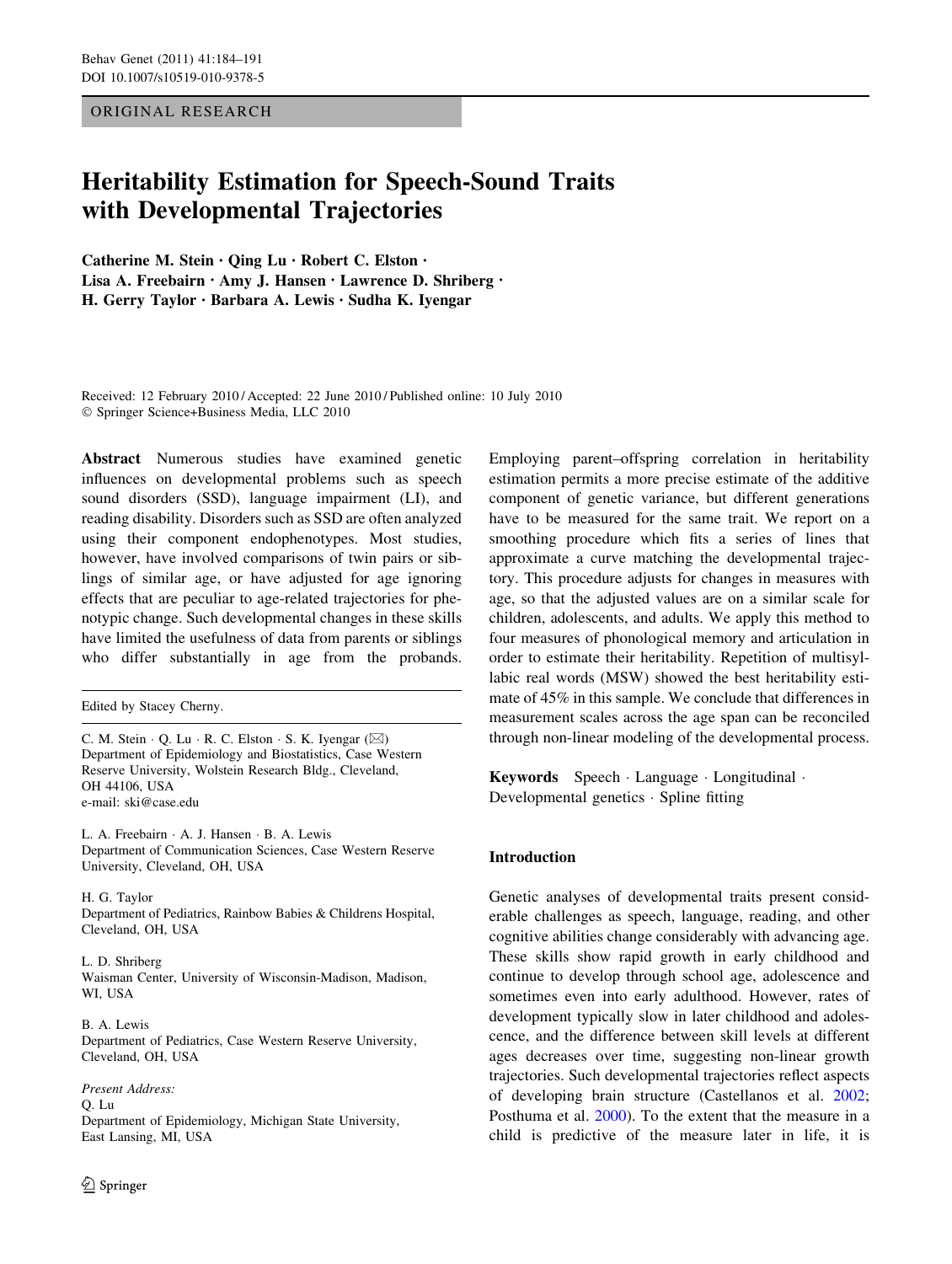ORIGINAL RESEARCH

# Heritability Estimation for Speech-Sound Traits with Developmental Trajectories

**Catherine M. Stein · Qing Lu · Robert C. Elston · Lisa A. Freebairn · Amy J. Hansen · Lawrence D. Shriberg · H. Gerry Taylor · Barbara A. Lewis · Sudha K. Iyengar**

Received: 12 February 2010 / Accepted: 22 June 2010 / Published online: 10 July 2010
© Springer Science+Business Media, LLC 2010

**Abstract** Numerous studies have examined genetic influences on developmental problems such as speech sound disorders (SSD), language impairment (LI), and reading disability. Disorders such as SSD are often analyzed using their component endophenotypes. Most studies, however, have involved comparisons of twin pairs or siblings of similar age, or have adjusted for age ignoring effects that are peculiar to age-related trajectories for phenotypic change. Such developmental changes in these skills have limited the usefulness of data from parents or siblings who differ substantially in age from the probands. Employing parent–offspring correlation in heritability estimation permits a more precise estimate of the additive component of genetic variance, but different generations have to be measured for the same trait. We report on a smoothing procedure which fits a series of lines that approximate a curve matching the developmental trajectory. This procedure adjusts for changes in measures with age, so that the adjusted values are on a similar scale for children, adolescents, and adults. We apply this method to four measures of phonological memory and articulation in order to estimate their heritability. Repetition of multisyllabic real words (MSW) showed the best heritability estimate of 45% in this sample. We conclude that differences in measurement scales across the age span can be reconciled through non-linear modeling of the developmental process.

**Keywords** Speech · Language · Longitudinal · Developmental genetics · Spline fitting

Edited by Stacey Cherny.

C. M. Stein · Q. Lu · R. C. Elston · S. K. Iyengar (✉)
Department of Epidemiology and Biostatistics, Case Western Reserve University, Wolstein Research Bldg., Cleveland, OH 44106, USA
e-mail: ski@case.edu

L. A. Freebairn · A. J. Hansen · B. A. Lewis
Department of Communication Sciences, Case Western Reserve University, Cleveland, OH, USA

H. G. Taylor
Department of Pediatrics, Rainbow Babies & Childrens Hospital, Cleveland, OH, USA

L. D. Shriberg
Waisman Center, University of Wisconsin-Madison, Madison, WI, USA

B. A. Lewis
Department of Pediatrics, Case Western Reserve University, Cleveland, OH, USA

*Present Address:*
Q. Lu
Department of Epidemiology, Michigan State University, East Lansing, MI, USA

## Introduction

Genetic analyses of developmental traits present considerable challenges as speech, language, reading, and other cognitive abilities change considerably with advancing age. These skills show rapid growth in early childhood and continue to develop through school age, adolescence and sometimes even into early adulthood. However, rates of development typically slow in later childhood and adolescence, and the difference between skill levels at different ages decreases over time, suggesting non-linear growth trajectories. Such developmental trajectories reflect aspects of developing brain structure (Castellanos et al. 2002; Posthuma et al. 2000). To the extent that the measure in a child is predictive of the measure later in life, it is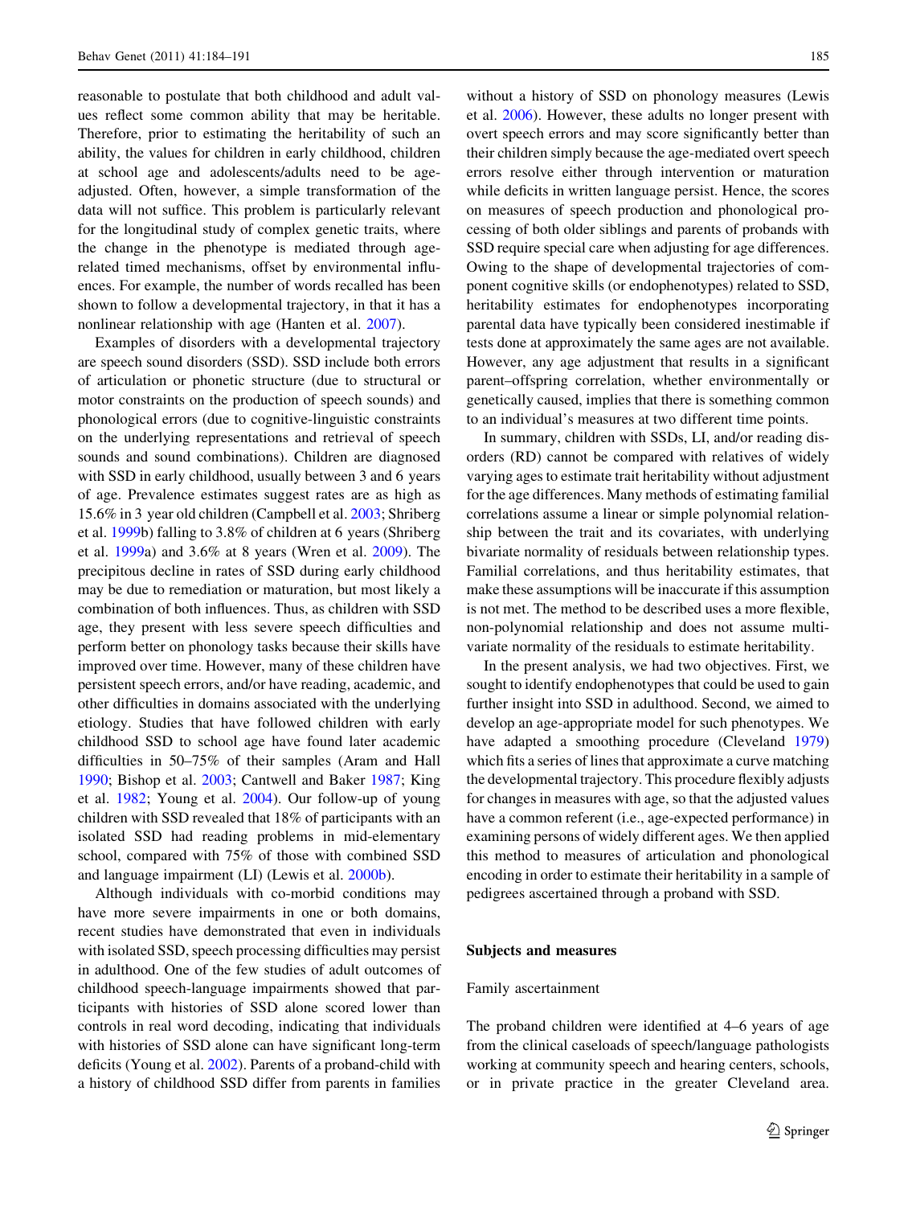reasonable to postulate that both childhood and adult values reflect some common ability that may be heritable. Therefore, prior to estimating the heritability of such an ability, the values for children in early childhood, children at school age and adolescents/adults need to be age-adjusted. Often, however, a simple transformation of the data will not suffice. This problem is particularly relevant for the longitudinal study of complex genetic traits, where the change in the phenotype is mediated through age-related timed mechanisms, offset by environmental influences. For example, the number of words recalled has been shown to follow a developmental trajectory, in that it has a nonlinear relationship with age (Hanten et al. 2007).

Examples of disorders with a developmental trajectory are speech sound disorders (SSD). SSD include both errors of articulation or phonetic structure (due to structural or motor constraints on the production of speech sounds) and phonological errors (due to cognitive-linguistic constraints on the underlying representations and retrieval of speech sounds and sound combinations). Children are diagnosed with SSD in early childhood, usually between 3 and 6 years of age. Prevalence estimates suggest rates are as high as 15.6% in 3 year old children (Campbell et al. 2003; Shriberg et al. 1999b) falling to 3.8% of children at 6 years (Shriberg et al. 1999a) and 3.6% at 8 years (Wren et al. 2009). The precipitous decline in rates of SSD during early childhood may be due to remediation or maturation, but most likely a combination of both influences. Thus, as children with SSD age, they present with less severe speech difficulties and perform better on phonology tasks because their skills have improved over time. However, many of these children have persistent speech errors, and/or have reading, academic, and other difficulties in domains associated with the underlying etiology. Studies that have followed children with early childhood SSD to school age have found later academic difficulties in 50–75% of their samples (Aram and Hall 1990; Bishop et al. 2003; Cantwell and Baker 1987; King et al. 1982; Young et al. 2004). Our follow-up of young children with SSD revealed that 18% of participants with an isolated SSD had reading problems in mid-elementary school, compared with 75% of those with combined SSD and language impairment (LI) (Lewis et al. 2000b).

Although individuals with co-morbid conditions may have more severe impairments in one or both domains, recent studies have demonstrated that even in individuals with isolated SSD, speech processing difficulties may persist in adulthood. One of the few studies of adult outcomes of childhood speech-language impairments showed that participants with histories of SSD alone scored lower than controls in real word decoding, indicating that individuals with histories of SSD alone can have significant long-term deficits (Young et al. 2002). Parents of a proband-child with a history of childhood SSD differ from parents in families without a history of SSD on phonology measures (Lewis et al. 2006). However, these adults no longer present with overt speech errors and may score significantly better than their children simply because the age-mediated overt speech errors resolve either through intervention or maturation while deficits in written language persist. Hence, the scores on measures of speech production and phonological processing of both older siblings and parents of probands with SSD require special care when adjusting for age differences. Owing to the shape of developmental trajectories of component cognitive skills (or endophenotypes) related to SSD, heritability estimates for endophenotypes incorporating parental data have typically been considered inestimable if tests done at approximately the same ages are not available. However, any age adjustment that results in a significant parent–offspring correlation, whether environmentally or genetically caused, implies that there is something common to an individual's measures at two different time points.

In summary, children with SSDs, LI, and/or reading disorders (RD) cannot be compared with relatives of widely varying ages to estimate trait heritability without adjustment for the age differences. Many methods of estimating familial correlations assume a linear or simple polynomial relationship between the trait and its covariates, with underlying bivariate normality of residuals between relationship types. Familial correlations, and thus heritability estimates, that make these assumptions will be inaccurate if this assumption is not met. The method to be described uses a more flexible, non-polynomial relationship and does not assume multivariate normality of the residuals to estimate heritability.

In the present analysis, we had two objectives. First, we sought to identify endophenotypes that could be used to gain further insight into SSD in adulthood. Second, we aimed to develop an age-appropriate model for such phenotypes. We have adapted a smoothing procedure (Cleveland 1979) which fits a series of lines that approximate a curve matching the developmental trajectory. This procedure flexibly adjusts for changes in measures with age, so that the adjusted values have a common referent (i.e., age-expected performance) in examining persons of widely different ages. We then applied this method to measures of articulation and phonological encoding in order to estimate their heritability in a sample of pedigrees ascertained through a proband with SSD.

## Subjects and measures

### Family ascertainment

The proband children were identified at 4–6 years of age from the clinical caseloads of speech/language pathologists working at community speech and hearing centers, schools, or in private practice in the greater Cleveland area.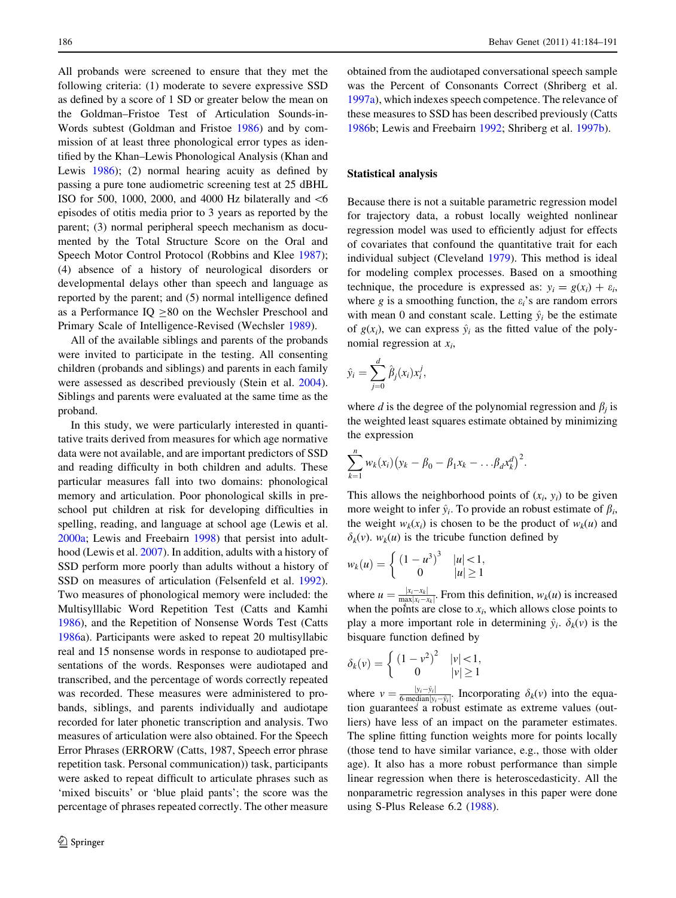All probands were screened to ensure that they met the following criteria: (1) moderate to severe expressive SSD as defined by a score of 1 SD or greater below the mean on the Goldman–Fristoe Test of Articulation Sounds-in-Words subtest (Goldman and Fristoe 1986) and by commission of at least three phonological error types as identified by the Khan–Lewis Phonological Analysis (Khan and Lewis 1986); (2) normal hearing acuity as defined by passing a pure tone audiometric screening test at 25 dBHL ISO for 500, 1000, 2000, and 4000 Hz bilaterally and <6 episodes of otitis media prior to 3 years as reported by the parent; (3) normal peripheral speech mechanism as documented by the Total Structure Score on the Oral and Speech Motor Control Protocol (Robbins and Klee 1987); (4) absence of a history of neurological disorders or developmental delays other than speech and language as reported by the parent; and (5) normal intelligence defined as a Performance IQ ≥80 on the Wechsler Preschool and Primary Scale of Intelligence-Revised (Wechsler 1989).

All of the available siblings and parents of the probands were invited to participate in the testing. All consenting children (probands and siblings) and parents in each family were assessed as described previously (Stein et al. 2004). Siblings and parents were evaluated at the same time as the proband.

In this study, we were particularly interested in quantitative traits derived from measures for which age normative data were not available, and are important predictors of SSD and reading difficulty in both children and adults. These particular measures fall into two domains: phonological memory and articulation. Poor phonological skills in preschool put children at risk for developing difficulties in spelling, reading, and language at school age (Lewis et al. 2000a; Lewis and Freebairn 1998) that persist into adulthood (Lewis et al. 2007). In addition, adults with a history of SSD perform more poorly than adults without a history of SSD on measures of articulation (Felsenfeld et al. 1992). Two measures of phonological memory were included: the Multisylllabic Word Repetition Test (Catts and Kamhi 1986), and the Repetition of Nonsense Words Test (Catts 1986a). Participants were asked to repeat 20 multisyllabic real and 15 nonsense words in response to audiotaped presentations of the words. Responses were audiotaped and transcribed, and the percentage of words correctly repeated was recorded. These measures were administered to probands, siblings, and parents individually and audiotape recorded for later phonetic transcription and analysis. Two measures of articulation were also obtained. For the Speech Error Phrases (ERRORW (Catts, 1987, Speech error phrase repetition task. Personal communication)) task, participants were asked to repeat difficult to articulate phrases such as 'mixed biscuits' or 'blue plaid pants'; the score was the percentage of phrases repeated correctly. The other measure obtained from the audiotaped conversational speech sample was the Percent of Consonants Correct (Shriberg et al. 1997a), which indexes speech competence. The relevance of these measures to SSD has been described previously (Catts 1986b; Lewis and Freebairn 1992; Shriberg et al. 1997b).

## Statistical analysis

Because there is not a suitable parametric regression model for trajectory data, a robust locally weighted nonlinear regression model was used to efficiently adjust for effects of covariates that confound the quantitative trait for each individual subject (Cleveland 1979). This method is ideal for modeling complex processes. Based on a smoothing technique, the procedure is expressed as: $y_i = g(x_i) + \varepsilon_i$, where $g$ is a smoothing function, the $\varepsilon_i$'s are random errors with mean 0 and constant scale. Letting $\hat{y}_i$ be the estimate of $g(x_i)$, we can express $\hat{y}_i$ as the fitted value of the polynomial regression at $x_i$,

$$\hat{y}_i = \sum_{j=0}^{d} \hat{\beta}_j(x_i)x_i^j,$$

where $d$ is the degree of the polynomial regression and $\beta_j$ is the weighted least squares estimate obtained by minimizing the expression

$$\sum_{k=1}^{n} w_k(x_i)\left(y_k - \beta_0 - \beta_1 x_k - \ldots \beta_d x_k^d\right)^2.$$

This allows the neighborhood points of $(x_i, y_i)$ to be given more weight to infer $\hat{y}_i$. To provide an robust estimate of $\beta_i$, the weight $w_k(x_i)$ is chosen to be the product of $w_k(u)$ and $\delta_k(v)$. $w_k(u)$ is the tricube function defined by

$$w_k(u) = \begin{cases} \left(1 - u^3\right)^3 & |u| < 1, \\ 0 & |u| \geq 1 \end{cases}$$

where $u = \frac{|x_i - x_k|}{\max|x_i - x_k|}$. From this definition, $w_k(u)$ is increased when the points are close to $x_i$, which allows close points to play a more important role in determining $\hat{y}_i$. $\delta_k(v)$ is the bisquare function defined by

$$\delta_k(v) = \begin{cases} \left(1 - v^2\right)^2 & |v| < 1, \\ 0 & |v| \geq 1 \end{cases}$$

where $v = \frac{|y_i - \hat{y}_i|}{6 \cdot \text{median}|y_i - \hat{y}_i|}$. Incorporating $\delta_k(v)$ into the equation guarantees a robust estimate as extreme values (outliers) have less of an impact on the parameter estimates. The spline fitting function weights more for points locally (those tend to have similar variance, e.g., those with older age). It also has a more robust performance than simple linear regression when there is heteroscedasticity. All the nonparametric regression analyses in this paper were done using S-Plus Release 6.2 (1988).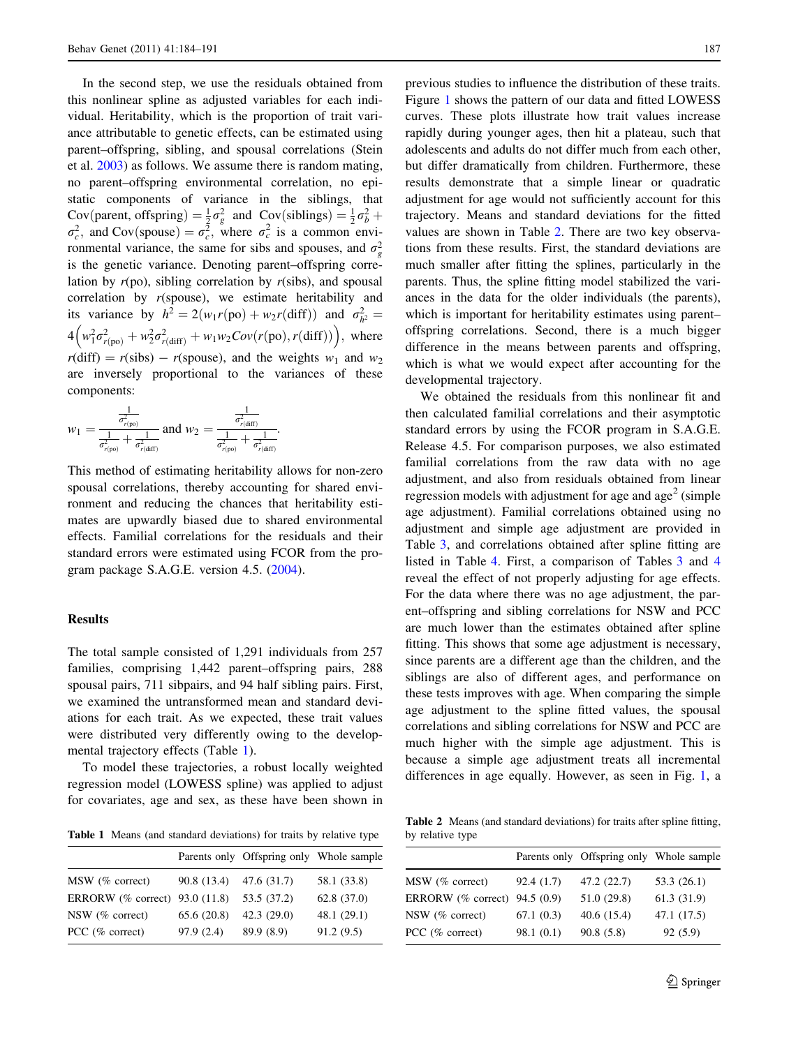In the second step, we use the residuals obtained from this nonlinear spline as adjusted variables for each individual. Heritability, which is the proportion of trait variance attributable to genetic effects, can be estimated using parent–offspring, sibling, and spousal correlations (Stein et al. 2003) as follows. We assume there is random mating, no parent–offspring environmental correlation, no epistatic components of variance in the siblings, that $\text{Cov(parent, offspring)} = \frac{1}{2}\sigma_g^2$ and $\text{Cov(siblings)} = \frac{1}{2}\sigma_b^2 + \sigma_c^2$, and $\text{Cov(spouse)} = \sigma_c^2$, where $\sigma_c^2$ is a common environmental variance, the same for sibs and spouses, and $\sigma_g^2$ is the genetic variance. Denoting parent–offspring correlation by $r(\text{po})$, sibling correlation by $r(\text{sibs})$, and spousal correlation by $r(\text{spouse})$, we estimate heritability and its variance by $h^2 = 2(w_1 r(\text{po}) + w_2 r(\text{diff}))$ and $\sigma_{h^2}^2 = 4\left(w_1^2\sigma_{r(\text{po})}^2 + w_2^2\sigma_{r(\text{diff})}^2 + w_1 w_2 Cov(r(\text{po}), r(\text{diff}))\right)$, where $r(\text{diff}) = r(\text{sibs}) - r(\text{spouse})$, and the weights $w_1$ and $w_2$ are inversely proportional to the variances of these components:

$$w_1 = \frac{\frac{1}{\sigma_{r(\text{po})}^2}}{\frac{1}{\sigma_{r(\text{po})}^2} + \frac{1}{\sigma_{r(\text{diff})}^2}} \text{ and } w_2 = \frac{\frac{1}{\sigma_{r(\text{diff})}^2}}{\frac{1}{\sigma_{r(\text{po})}^2} + \frac{1}{\sigma_{r(\text{diff})}^2}}.$$

This method of estimating heritability allows for non-zero spousal correlations, thereby accounting for shared environment and reducing the chances that heritability estimates are upwardly biased due to shared environmental effects. Familial correlations for the residuals and their standard errors were estimated using FCOR from the program package S.A.G.E. version 4.5. (2004).

## Results

The total sample consisted of 1,291 individuals from 257 families, comprising 1,442 parent–offspring pairs, 288 spousal pairs, 711 sibpairs, and 94 half sibling pairs. First, we examined the untransformed mean and standard deviations for each trait. As we expected, these trait values were distributed very differently owing to the developmental trajectory effects (Table 1).

To model these trajectories, a robust locally weighted regression model (LOWESS spline) was applied to adjust for covariates, age and sex, as these have been shown in previous studies to influence the distribution of these traits. Figure 1 shows the pattern of our data and fitted LOWESS curves. These plots illustrate how trait values increase rapidly during younger ages, then hit a plateau, such that adolescents and adults do not differ much from each other, but differ dramatically from children. Furthermore, these results demonstrate that a simple linear or quadratic adjustment for age would not sufficiently account for this trajectory. Means and standard deviations for the fitted values are shown in Table 2. There are two key observations from these results. First, the standard deviations are much smaller after fitting the splines, particularly in the parents. Thus, the spline fitting model stabilized the variances in the data for the older individuals (the parents), which is important for heritability estimates using parent–offspring correlations. Second, there is a much bigger difference in the means between parents and offspring, which is what we would expect after accounting for the developmental trajectory.

We obtained the residuals from this nonlinear fit and then calculated familial correlations and their asymptotic standard errors by using the FCOR program in S.A.G.E. Release 4.5. For comparison purposes, we also estimated familial correlations from the raw data with no age adjustment, and also from residuals obtained from linear regression models with adjustment for age and age$^2$ (simple age adjustment). Familial correlations obtained using no adjustment and simple age adjustment are provided in Table 3, and correlations obtained after spline fitting are listed in Table 4. First, a comparison of Tables 3 and 4 reveal the effect of not properly adjusting for age effects. For the data where there was no age adjustment, the parent–offspring and sibling correlations for NSW and PCC are much lower than the estimates obtained after spline fitting. This shows that some age adjustment is necessary, since parents are a different age than the children, and the siblings are also of different ages, and performance on these tests improves with age. When comparing the simple age adjustment to the spline fitted values, the spousal correlations and sibling correlations for NSW and PCC are much higher with the simple age adjustment. This is because a simple age adjustment treats all incremental differences in age equally. However, as seen in Fig. 1, a

**Table 1** Means (and standard deviations) for traits by relative type

| | Parents only | Offspring only | Whole sample |
|---|---|---|---|
| MSW (% correct) | 90.8 (13.4) | 47.6 (31.7) | 58.1 (33.8) |
| ERRORW (% correct) | 93.0 (11.8) | 53.5 (37.2) | 62.8 (37.0) |
| NSW (% correct) | 65.6 (20.8) | 42.3 (29.0) | 48.1 (29.1) |
| PCC (% correct) | 97.9 (2.4) | 89.9 (8.9) | 91.2 (9.5) |

**Table 2** Means (and standard deviations) for traits after spline fitting, by relative type

| | Parents only | Offspring only | Whole sample |
|---|---|---|---|
| MSW (% correct) | 92.4 (1.7) | 47.2 (22.7) | 53.3 (26.1) |
| ERRORW (% correct) | 94.5 (0.9) | 51.0 (29.8) | 61.3 (31.9) |
| NSW (% correct) | 67.1 (0.3) | 40.6 (15.4) | 47.1 (17.5) |
| PCC (% correct) | 98.1 (0.1) | 90.8 (5.8) | 92 (5.9) |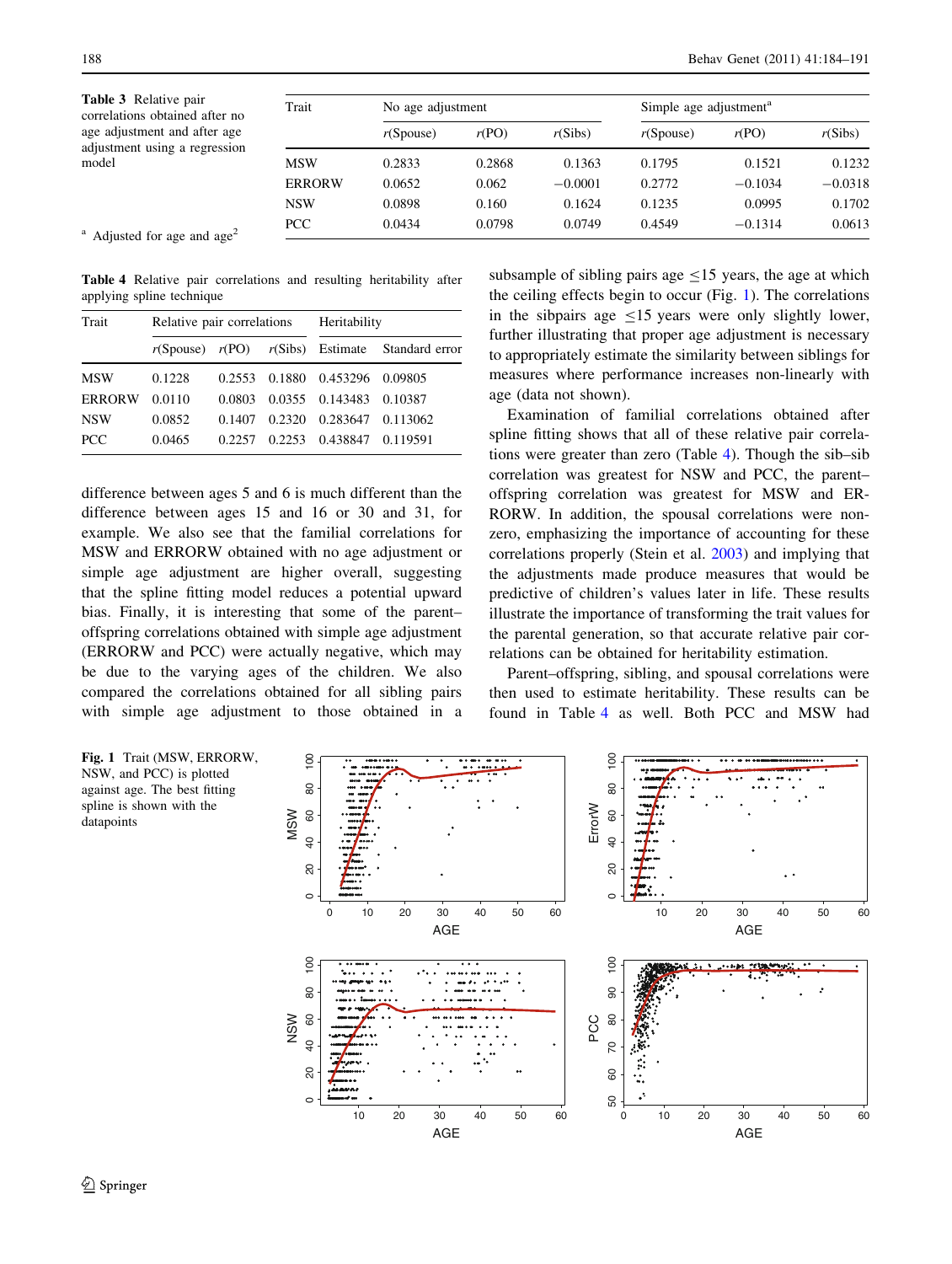**Table 3** Relative pair correlations obtained after no age adjustment and after age adjustment using a regression model

| Trait | No age adjustment | | | Simple age adjustment[a] | | |
|---|---|---|---|---|---|---|
| | *r*(Spouse) | *r*(PO) | *r*(Sibs) | *r*(Spouse) | *r*(PO) | *r*(Sibs) |
| MSW | 0.2833 | 0.2868 | 0.1363 | 0.1795 | 0.1521 | 0.1232 |
| ERRORW | 0.0652 | 0.062 | −0.0001 | 0.2772 | −0.1034 | −0.0318 |
| NSW | 0.0898 | 0.160 | 0.1624 | 0.1235 | 0.0995 | 0.1702 |
| PCC | 0.0434 | 0.0798 | 0.0749 | 0.4549 | −0.1314 | 0.0613 |

[a] Adjusted for age and age$^2$

**Table 4** Relative pair correlations and resulting heritability after applying spline technique

| Trait | Relative pair correlations | | | Heritability | |
|---|---|---|---|---|---|
| | *r*(Spouse) | *r*(PO) | *r*(Sibs) | Estimate | Standard error |
| MSW | 0.1228 | 0.2553 | 0.1880 | 0.453296 | 0.09805 |
| ERRORW | 0.0110 | 0.0803 | 0.0355 | 0.143483 | 0.10387 |
| NSW | 0.0852 | 0.1407 | 0.2320 | 0.283647 | 0.113062 |
| PCC | 0.0465 | 0.2257 | 0.2253 | 0.438847 | 0.119591 |

difference between ages 5 and 6 is much different than the difference between ages 15 and 16 or 30 and 31, for example. We also see that the familial correlations for MSW and ERRORW obtained with no age adjustment or simple age adjustment are higher overall, suggesting that the spline fitting model reduces a potential upward bias. Finally, it is interesting that some of the parent–offspring correlations obtained with simple age adjustment (ERRORW and PCC) were actually negative, which may be due to the varying ages of the children. We also compared the correlations obtained for all sibling pairs with simple age adjustment to those obtained in a subsample of sibling pairs age ≤15 years, the age at which the ceiling effects begin to occur (Fig. 1). The correlations in the sibpairs age ≤15 years were only slightly lower, further illustrating that proper age adjustment is necessary to appropriately estimate the similarity between siblings for measures where performance increases non-linearly with age (data not shown).

Examination of familial correlations obtained after spline fitting shows that all of these relative pair correlations were greater than zero (Table 4). Though the sib–sib correlation was greatest for NSW and PCC, the parent–offspring correlation was greatest for MSW and ERRORW. In addition, the spousal correlations were non-zero, emphasizing the importance of accounting for these correlations properly (Stein et al. 2003) and implying that the adjustments made produce measures that would be predictive of children's values later in life. These results illustrate the importance of transforming the trait values for the parental generation, so that accurate relative pair correlations can be obtained for heritability estimation.

Parent–offspring, sibling, and spousal correlations were then used to estimate heritability. These results can be found in Table 4 as well. Both PCC and MSW had

**Fig. 1** Trait (MSW, ERRORW, NSW, and PCC) is plotted against age. The best fitting spline is shown with the datapoints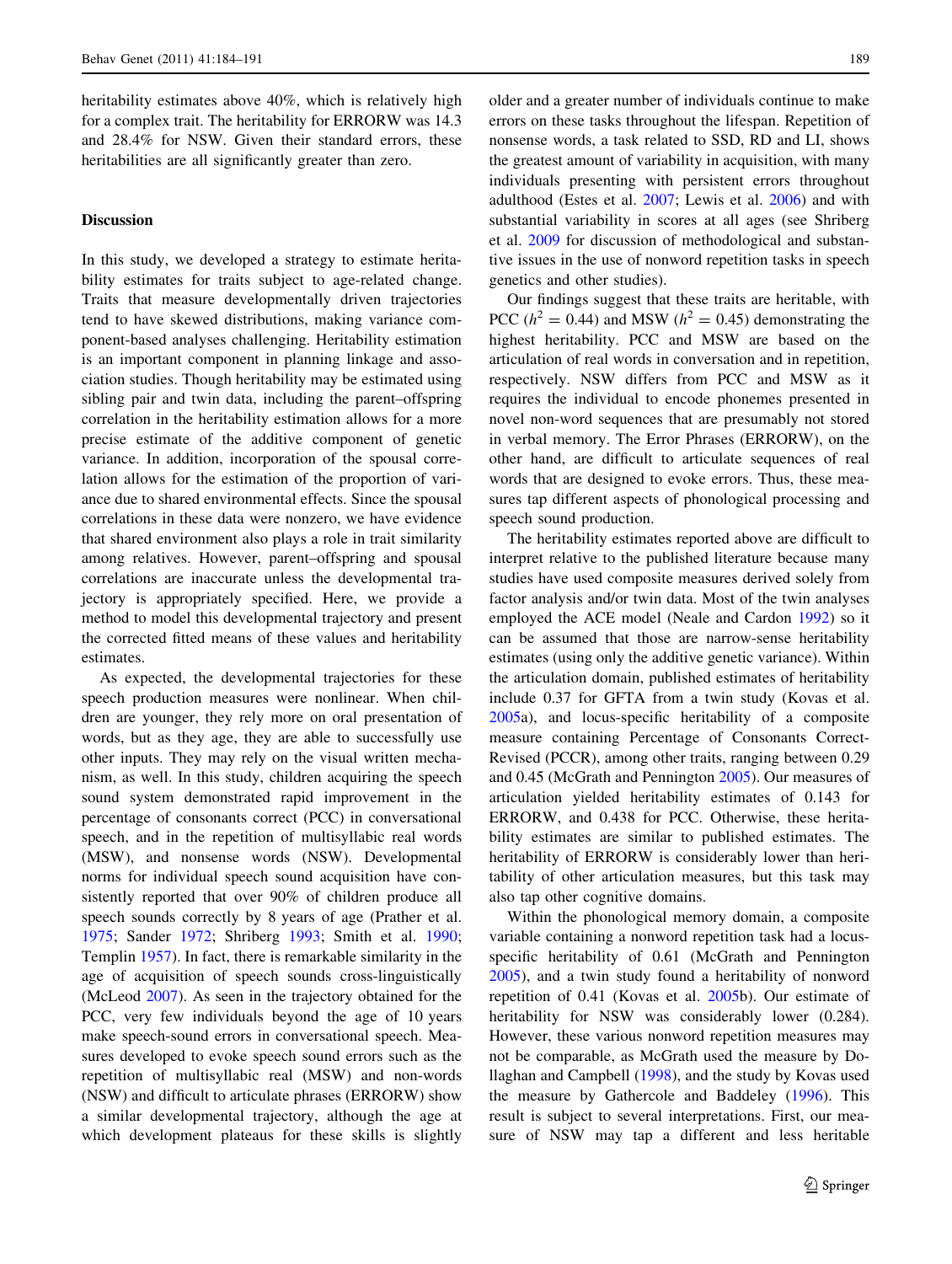heritability estimates above 40%, which is relatively high for a complex trait. The heritability for ERRORW was 14.3 and 28.4% for NSW. Given their standard errors, these heritabilities are all significantly greater than zero.

## Discussion

In this study, we developed a strategy to estimate heritability estimates for traits subject to age-related change. Traits that measure developmentally driven trajectories tend to have skewed distributions, making variance component-based analyses challenging. Heritability estimation is an important component in planning linkage and association studies. Though heritability may be estimated using sibling pair and twin data, including the parent–offspring correlation in the heritability estimation allows for a more precise estimate of the additive component of genetic variance. In addition, incorporation of the spousal correlation allows for the estimation of the proportion of variance due to shared environmental effects. Since the spousal correlations in these data were nonzero, we have evidence that shared environment also plays a role in trait similarity among relatives. However, parent–offspring and spousal correlations are inaccurate unless the developmental trajectory is appropriately specified. Here, we provide a method to model this developmental trajectory and present the corrected fitted means of these values and heritability estimates.

As expected, the developmental trajectories for these speech production measures were nonlinear. When children are younger, they rely more on oral presentation of words, but as they age, they are able to successfully use other inputs. They may rely on the visual written mechanism, as well. In this study, children acquiring the speech sound system demonstrated rapid improvement in the percentage of consonants correct (PCC) in conversational speech, and in the repetition of multisyllabic real words (MSW), and nonsense words (NSW). Developmental norms for individual speech sound acquisition have consistently reported that over 90% of children produce all speech sounds correctly by 8 years of age (Prather et al. 1975; Sander 1972; Shriberg 1993; Smith et al. 1990; Templin 1957). In fact, there is remarkable similarity in the age of acquisition of speech sounds cross-linguistically (McLeod 2007). As seen in the trajectory obtained for the PCC, very few individuals beyond the age of 10 years make speech-sound errors in conversational speech. Measures developed to evoke speech sound errors such as the repetition of multisyllabic real (MSW) and non-words (NSW) and difficult to articulate phrases (ERRORW) show a similar developmental trajectory, although the age at which development plateaus for these skills is slightly older and a greater number of individuals continue to make errors on these tasks throughout the lifespan. Repetition of nonsense words, a task related to SSD, RD and LI, shows the greatest amount of variability in acquisition, with many individuals presenting with persistent errors throughout adulthood (Estes et al. 2007; Lewis et al. 2006) and with substantial variability in scores at all ages (see Shriberg et al. 2009 for discussion of methodological and substantive issues in the use of nonword repetition tasks in speech genetics and other studies).

Our findings suggest that these traits are heritable, with PCC ($h^2 = 0.44$) and MSW ($h^2 = 0.45$) demonstrating the highest heritability. PCC and MSW are based on the articulation of real words in conversation and in repetition, respectively. NSW differs from PCC and MSW as it requires the individual to encode phonemes presented in novel non-word sequences that are presumably not stored in verbal memory. The Error Phrases (ERRORW), on the other hand, are difficult to articulate sequences of real words that are designed to evoke errors. Thus, these measures tap different aspects of phonological processing and speech sound production.

The heritability estimates reported above are difficult to interpret relative to the published literature because many studies have used composite measures derived solely from factor analysis and/or twin data. Most of the twin analyses employed the ACE model (Neale and Cardon 1992) so it can be assumed that those are narrow-sense heritability estimates (using only the additive genetic variance). Within the articulation domain, published estimates of heritability include 0.37 for GFTA from a twin study (Kovas et al. 2005a), and locus-specific heritability of a composite measure containing Percentage of Consonants Correct-Revised (PCCR), among other traits, ranging between 0.29 and 0.45 (McGrath and Pennington 2005). Our measures of articulation yielded heritability estimates of 0.143 for ERRORW, and 0.438 for PCC. Otherwise, these heritability estimates are similar to published estimates. The heritability of ERRORW is considerably lower than heritability of other articulation measures, but this task may also tap other cognitive domains.

Within the phonological memory domain, a composite variable containing a nonword repetition task had a locus-specific heritability of 0.61 (McGrath and Pennington 2005), and a twin study found a heritability of nonword repetition of 0.41 (Kovas et al. 2005b). Our estimate of heritability for NSW was considerably lower (0.284). However, these various nonword repetition measures may not be comparable, as McGrath used the measure by Dollaghan and Campbell (1998), and the study by Kovas used the measure by Gathercole and Baddeley (1996). This result is subject to several interpretations. First, our measure of NSW may tap a different and less heritable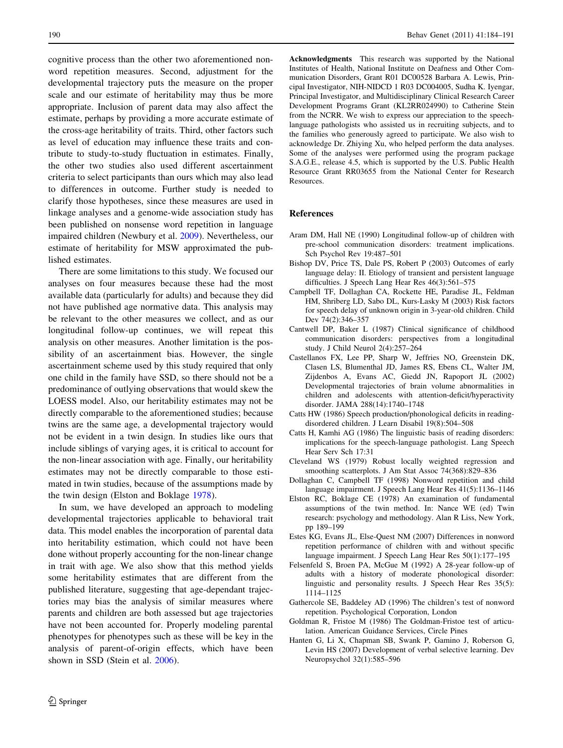cognitive process than the other two aforementioned nonword repetition measures. Second, adjustment for the developmental trajectory puts the measure on the proper scale and our estimate of heritability may thus be more appropriate. Inclusion of parent data may also affect the estimate, perhaps by providing a more accurate estimate of the cross-age heritability of traits. Third, other factors such as level of education may influence these traits and contribute to study-to-study fluctuation in estimates. Finally, the other two studies also used different ascertainment criteria to select participants than ours which may also lead to differences in outcome. Further study is needed to clarify those hypotheses, since these measures are used in linkage analyses and a genome-wide association study has been published on nonsense word repetition in language impaired children (Newbury et al. 2009). Nevertheless, our estimate of heritability for MSW approximated the published estimates.

There are some limitations to this study. We focused our analyses on four measures because these had the most available data (particularly for adults) and because they did not have published age normative data. This analysis may be relevant to the other measures we collect, and as our longitudinal follow-up continues, we will repeat this analysis on other measures. Another limitation is the possibility of an ascertainment bias. However, the single ascertainment scheme used by this study required that only one child in the family have SSD, so there should not be a predominance of outlying observations that would skew the LOESS model. Also, our heritability estimates may not be directly comparable to the aforementioned studies; because twins are the same age, a developmental trajectory would not be evident in a twin design. In studies like ours that include siblings of varying ages, it is critical to account for the non-linear association with age. Finally, our heritability estimates may not be directly comparable to those estimated in twin studies, because of the assumptions made by the twin design (Elston and Boklage 1978).

In sum, we have developed an approach to modeling developmental trajectories applicable to behavioral trait data. This model enables the incorporation of parental data into heritability estimation, which could not have been done without properly accounting for the non-linear change in trait with age. We also show that this method yields some heritability estimates that are different from the published literature, suggesting that age-dependant trajectories may bias the analysis of similar measures where parents and children are both assessed but age trajectories have not been accounted for. Properly modeling parental phenotypes for phenotypes such as these will be key in the analysis of parent-of-origin effects, which have been shown in SSD (Stein et al. 2006).

**Acknowledgments** This research was supported by the National Institutes of Health, National Institute on Deafness and Other Communication Disorders, Grant R01 DC00528 Barbara A. Lewis, Principal Investigator, NIH-NIDCD 1 R03 DC004005, Sudha K. Iyengar, Principal Investigator, and Multidisciplinary Clinical Research Career Development Programs Grant (KL2RR024990) to Catherine Stein from the NCRR. We wish to express our appreciation to the speech-language pathologists who assisted us in recruiting subjects, and to the families who generously agreed to participate. We also wish to acknowledge Dr. Zhiying Xu, who helped perform the data analyses. Some of the analyses were performed using the program package S.A.G.E., release 4.5, which is supported by the U.S. Public Health Resource Grant RR03655 from the National Center for Research Resources.

## References

Aram DM, Hall NE (1990) Longitudinal follow-up of children with pre-school communication disorders: treatment implications. Sch Psychol Rev 19:487–501

Bishop DV, Price TS, Dale PS, Robert P (2003) Outcomes of early language delay: II. Etiology of transient and persistent language difficulties. J Speech Lang Hear Res 46(3):561–575

Campbell TF, Dollaghan CA, Rockette HE, Paradise JL, Feldman HM, Shriberg LD, Sabo DL, Kurs-Lasky M (2003) Risk factors for speech delay of unknown origin in 3-year-old children. Child Dev 74(2):346–357

Cantwell DP, Baker L (1987) Clinical significance of childhood communication disorders: perspectives from a longitudinal study. J Child Neurol 2(4):257–264

Castellanos FX, Lee PP, Sharp W, Jeffries NO, Greenstein DK, Clasen LS, Blumenthal JD, James RS, Ebens CL, Walter JM, Zijdenbos A, Evans AC, Giedd JN, Rapoport JL (2002) Developmental trajectories of brain volume abnormalities in children and adolescents with attention-deficit/hyperactivity disorder. JAMA 288(14):1740–1748

Catts HW (1986) Speech production/phonological deficits in reading-disordered children. J Learn Disabil 19(8):504–508

Catts H, Kamhi AG (1986) The linguistic basis of reading disorders: implications for the speech-language pathologist. Lang Speech Hear Serv Sch 17:31

Cleveland WS (1979) Robust locally weighted regression and smoothing scatterplots. J Am Stat Assoc 74(368):829–836

Dollaghan C, Campbell TF (1998) Nonword repetition and child language impairment. J Speech Lang Hear Res 41(5):1136–1146

Elston RC, Boklage CE (1978) An examination of fundamental assumptions of the twin method. In: Nance WE (ed) Twin research: psychology and methodology. Alan R Liss, New York, pp 189–199

Estes KG, Evans JL, Else-Quest NM (2007) Differences in nonword repetition performance of children with and without specific language impairment. J Speech Lang Hear Res 50(1):177–195

Felsenfeld S, Broen PA, McGue M (1992) A 28-year follow-up of adults with a history of moderate phonological disorder: linguistic and personality results. J Speech Hear Res 35(5): 1114–1125

Gathercole SE, Baddeley AD (1996) The children's test of nonword repetition. Psychological Corporation, London

Goldman R, Fristoe M (1986) The Goldman-Fristoe test of articulation. American Guidance Services, Circle Pines

Hanten G, Li X, Chapman SB, Swank P, Gamino J, Roberson G, Levin HS (2007) Development of verbal selective learning. Dev Neuropsychol 32(1):585–596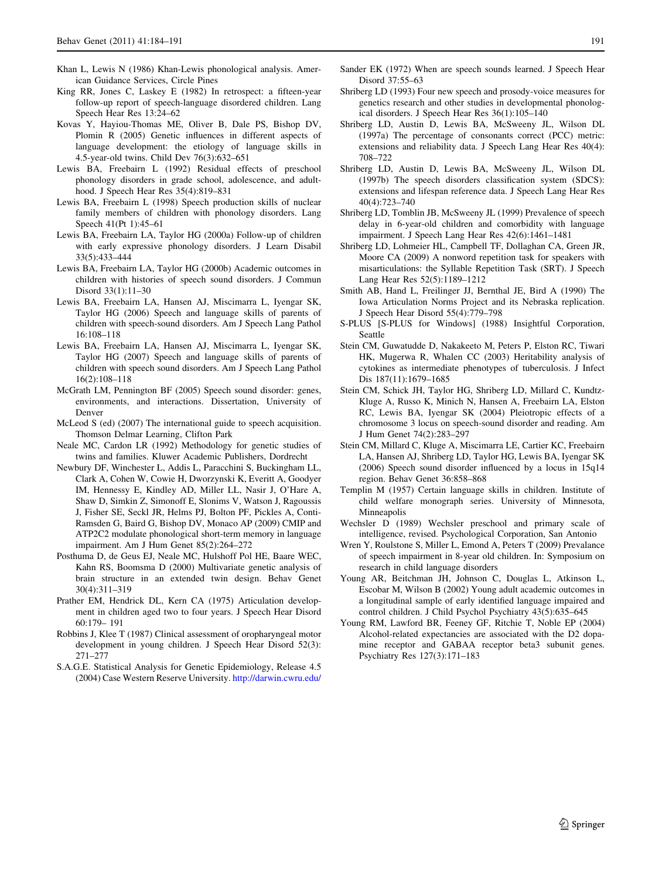Khan L, Lewis N (1986) Khan-Lewis phonological analysis. American Guidance Services, Circle Pines

King RR, Jones C, Laskey E (1982) In retrospect: a fifteen-year follow-up report of speech-language disordered children. Lang Speech Hear Res 13:24–62

Kovas Y, Hayiou-Thomas ME, Oliver B, Dale PS, Bishop DV, Plomin R (2005) Genetic influences in different aspects of language development: the etiology of language skills in 4.5-year-old twins. Child Dev 76(3):632–651

Lewis BA, Freebairn L (1992) Residual effects of preschool phonology disorders in grade school, adolescence, and adulthood. J Speech Hear Res 35(4):819–831

Lewis BA, Freebairn L (1998) Speech production skills of nuclear family members of children with phonology disorders. Lang Speech 41(Pt 1):45–61

Lewis BA, Freebairn LA, Taylor HG (2000a) Follow-up of children with early expressive phonology disorders. J Learn Disabil 33(5):433–444

Lewis BA, Freebairn LA, Taylor HG (2000b) Academic outcomes in children with histories of speech sound disorders. J Commun Disord 33(1):11–30

Lewis BA, Freebairn LA, Hansen AJ, Miscimarra L, Iyengar SK, Taylor HG (2006) Speech and language skills of parents of children with speech-sound disorders. Am J Speech Lang Pathol 16:108–118

Lewis BA, Freebairn LA, Hansen AJ, Miscimarra L, Iyengar SK, Taylor HG (2007) Speech and language skills of parents of children with speech sound disorders. Am J Speech Lang Pathol 16(2):108–118

McGrath LM, Pennington BF (2005) Speech sound disorder: genes, environments, and interactions. Dissertation, University of Denver

McLeod S (ed) (2007) The international guide to speech acquisition. Thomson Delmar Learning, Clifton Park

Neale MC, Cardon LR (1992) Methodology for genetic studies of twins and families. Kluwer Academic Publishers, Dordrecht

Newbury DF, Winchester L, Addis L, Paracchini S, Buckingham LL, Clark A, Cohen W, Cowie H, Dworzynski K, Everitt A, Goodyer IM, Hennessy E, Kindley AD, Miller LL, Nasir J, O'Hare A, Shaw D, Simkin Z, Simonoff E, Slonims V, Watson J, Ragoussis J, Fisher SE, Seckl JR, Helms PJ, Bolton PF, Pickles A, Conti-Ramsden G, Baird G, Bishop DV, Monaco AP (2009) CMIP and ATP2C2 modulate phonological short-term memory in language impairment. Am J Hum Genet 85(2):264–272

Posthuma D, de Geus EJ, Neale MC, Hulshoff Pol HE, Baare WEC, Kahn RS, Boomsma D (2000) Multivariate genetic analysis of brain structure in an extended twin design. Behav Genet 30(4):311–319

Prather EM, Hendrick DL, Kern CA (1975) Articulation development in children aged two to four years. J Speech Hear Disord 60:179– 191

Robbins J, Klee T (1987) Clinical assessment of oropharyngeal motor development in young children. J Speech Hear Disord 52(3): 271–277

S.A.G.E. Statistical Analysis for Genetic Epidemiology, Release 4.5 (2004) Case Western Reserve University. http://darwin.cwru.edu/

Sander EK (1972) When are speech sounds learned. J Speech Hear Disord 37:55–63

Shriberg LD (1993) Four new speech and prosody-voice measures for genetics research and other studies in developmental phonological disorders. J Speech Hear Res 36(1):105–140

Shriberg LD, Austin D, Lewis BA, McSweeny JL, Wilson DL (1997a) The percentage of consonants correct (PCC) metric: extensions and reliability data. J Speech Lang Hear Res 40(4): 708–722

Shriberg LD, Austin D, Lewis BA, McSweeny JL, Wilson DL (1997b) The speech disorders classification system (SDCS): extensions and lifespan reference data. J Speech Lang Hear Res 40(4):723–740

Shriberg LD, Tomblin JB, McSweeny JL (1999) Prevalence of speech delay in 6-year-old children and comorbidity with language impairment. J Speech Lang Hear Res 42(6):1461–1481

Shriberg LD, Lohmeier HL, Campbell TF, Dollaghan CA, Green JR, Moore CA (2009) A nonword repetition task for speakers with misarticulations: the Syllable Repetition Task (SRT). J Speech Lang Hear Res 52(5):1189–1212

Smith AB, Hand L, Freilinger JJ, Bernthal JE, Bird A (1990) The Iowa Articulation Norms Project and its Nebraska replication. J Speech Hear Disord 55(4):779–798

S-PLUS [S-PLUS for Windows] (1988) Insightful Corporation, Seattle

Stein CM, Guwatudde D, Nakakeeto M, Peters P, Elston RC, Tiwari HK, Mugerwa R, Whalen CC (2003) Heritability analysis of cytokines as intermediate phenotypes of tuberculosis. J Infect Dis 187(11):1679–1685

Stein CM, Schick JH, Taylor HG, Shriberg LD, Millard C, Kundtz-Kluge A, Russo K, Minich N, Hansen A, Freebairn LA, Elston RC, Lewis BA, Iyengar SK (2004) Pleiotropic effects of a chromosome 3 locus on speech-sound disorder and reading. Am J Hum Genet 74(2):283–297

Stein CM, Millard C, Kluge A, Miscimarra LE, Cartier KC, Freebairn LA, Hansen AJ, Shriberg LD, Taylor HG, Lewis BA, Iyengar SK (2006) Speech sound disorder influenced by a locus in 15q14 region. Behav Genet 36:858–868

Templin M (1957) Certain language skills in children. Institute of child welfare monograph series. University of Minnesota, Minneapolis

Wechsler D (1989) Wechsler preschool and primary scale of intelligence, revised. Psychological Corporation, San Antonio

Wren Y, Roulstone S, Miller L, Emond A, Peters T (2009) Prevalance of speech impairment in 8-year old children. In: Symposium on research in child language disorders

Young AR, Beitchman JH, Johnson C, Douglas L, Atkinson L, Escobar M, Wilson B (2002) Young adult academic outcomes in a longitudinal sample of early identified language impaired and control children. J Child Psychol Psychiatry 43(5):635–645

Young RM, Lawford BR, Feeney GF, Ritchie T, Noble EP (2004) Alcohol-related expectancies are associated with the D2 dopamine receptor and GABAA receptor beta3 subunit genes. Psychiatry Res 127(3):171–183